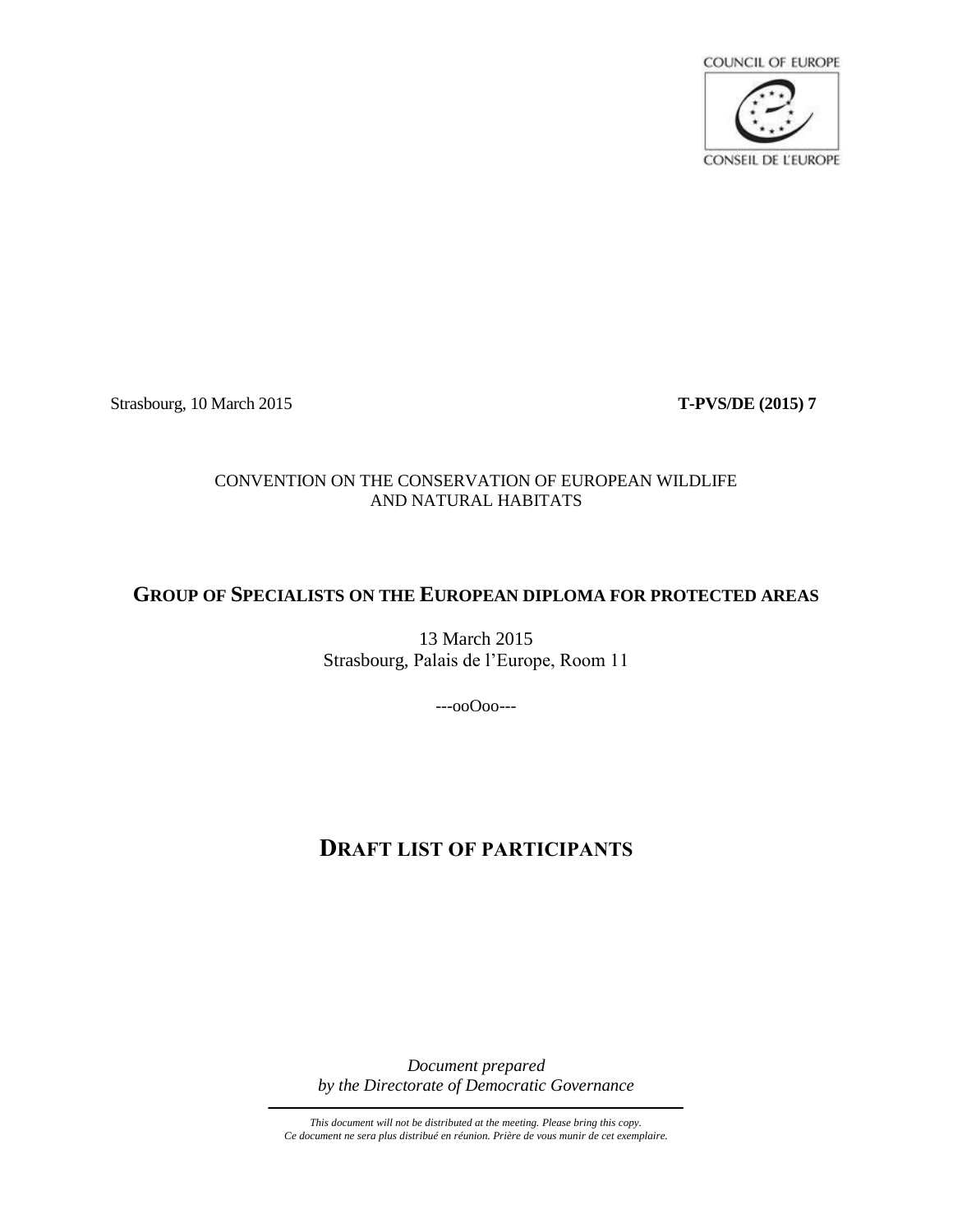COUNCIL OF EUROPE

CONSEIL DE L'EUROPE

Strasbourg, 10 March 2015 **T-PVS/DE (2015) 7**

CONVENTION ON THE CONSERVATION OF EUROPEAN WILDLIFE AND NATURAL HABITATS

## GROUP OF SPECIALISTS ON THE EUROPEAN DIPLOMA FOR PROTECTED AREAS

13 March 2015
Strasbourg, Palais de l'Europe, Room 11

---ooOoo---

# DRAFT LIST OF PARTICIPANTS

*Document prepared*
*by the Directorate of Democratic Governance*

*This document will not be distributed at the meeting. Please bring this copy.*
*Ce document ne sera plus distribué en réunion. Prière de vous munir de cet exemplaire.*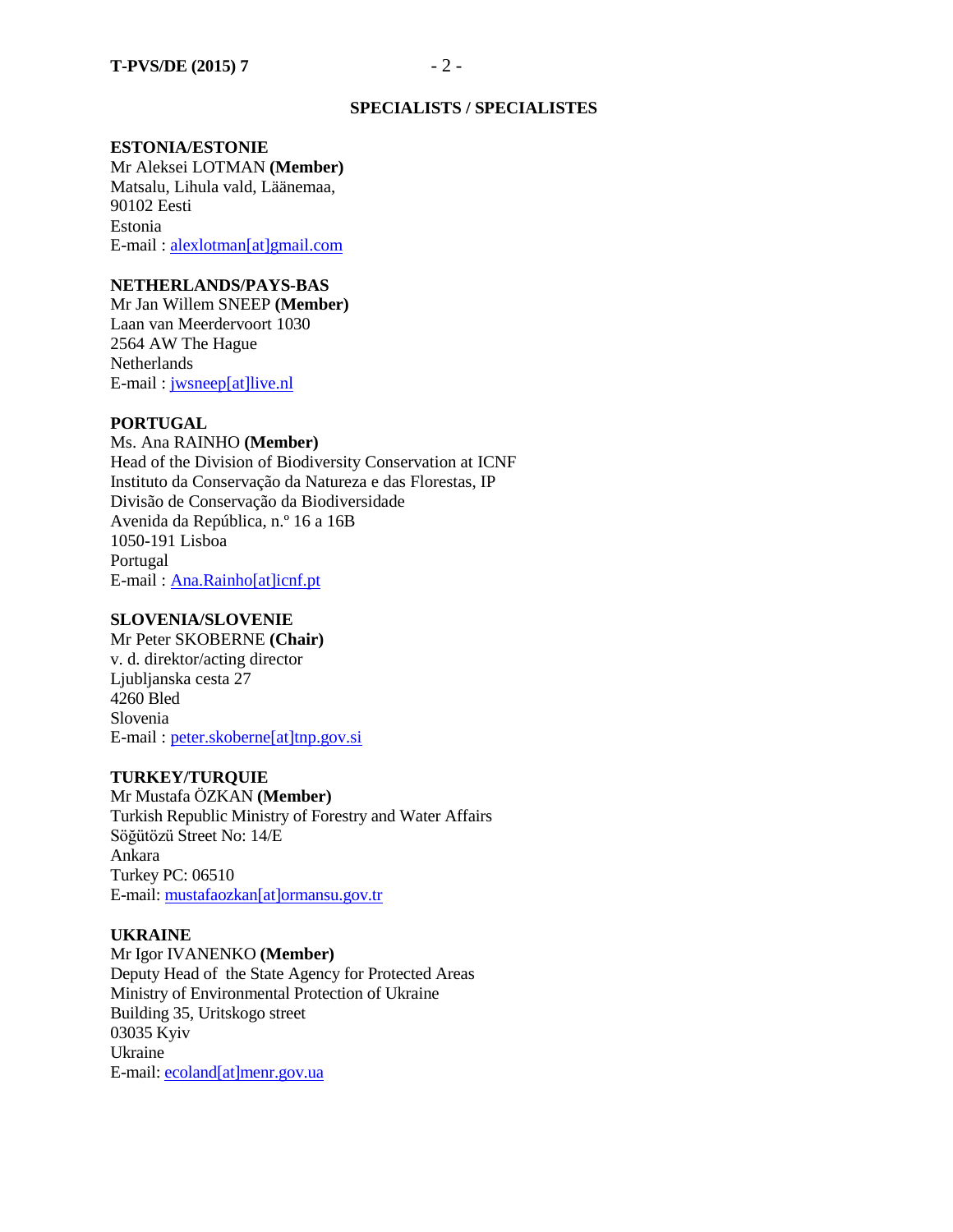## SPECIALISTS / SPECIALISTES

**ESTONIA/ESTONIE**
Mr Aleksei LOTMAN **(Member)**
Matsalu, Lihula vald, Läänemaa,
90102 Eesti
Estonia
E-mail : alexlotman[at]gmail.com

**NETHERLANDS/PAYS-BAS**
Mr Jan Willem SNEEP **(Member)**
Laan van Meerdervoort 1030
2564 AW The Hague
Netherlands
E-mail : jwsneep[at]live.nl

**PORTUGAL**
Ms. Ana RAINHO **(Member)**
Head of the Division of Biodiversity Conservation at ICNF
Instituto da Conservação da Natureza e das Florestas, IP
Divisão de Conservação da Biodiversidade
Avenida da República, n.º 16 a 16B
1050-191 Lisboa
Portugal
E-mail : Ana.Rainho[at]icnf.pt

**SLOVENIA/SLOVENIE**
Mr Peter SKOBERNE **(Chair)**
v. d. direktor/acting director
Ljubljanska cesta 27
4260 Bled
Slovenia
E-mail : peter.skoberne[at]tnp.gov.si

**TURKEY/TURQUIE**
Mr Mustafa ÖZKAN **(Member)**
Turkish Republic Ministry of Forestry and Water Affairs
Söğütözü Street No: 14/E
Ankara
Turkey PC: 06510
E-mail: mustafaozkan[at]ormansu.gov.tr

**UKRAINE**
Mr Igor IVANENKO **(Member)**
Deputy Head of the State Agency for Protected Areas
Ministry of Environmental Protection of Ukraine
Building 35, Uritskogo street
03035 Kyiv
Ukraine
E-mail: ecoland[at]menr.gov.ua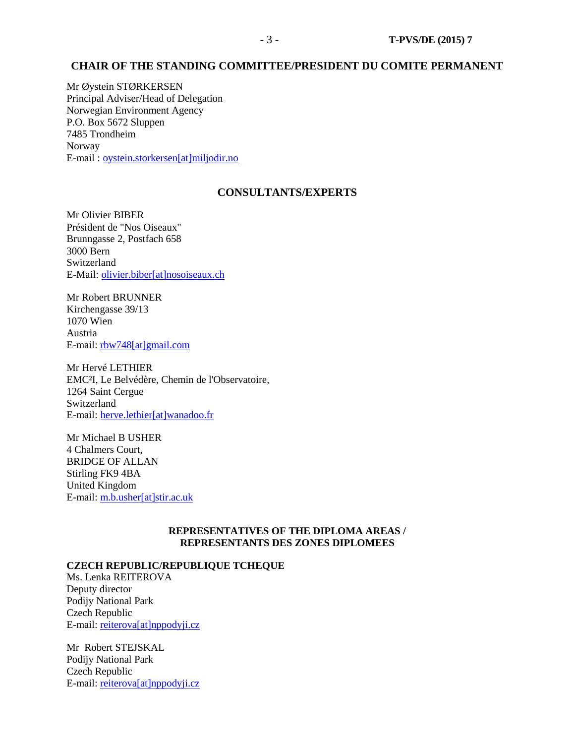## CHAIR OF THE STANDING COMMITTEE/PRESIDENT DU COMITE PERMANENT

Mr Øystein STØRKERSEN
Principal Adviser/Head of Delegation
Norwegian Environment Agency
P.O. Box 5672 Sluppen
7485 Trondheim
Norway
E-mail : oystein.storkersen[at]miljodir.no

## CONSULTANTS/EXPERTS

Mr Olivier BIBER
Président de "Nos Oiseaux"
Brunngasse 2, Postfach 658
3000 Bern
Switzerland
E-Mail: olivier.biber[at]nosoiseaux.ch

Mr Robert BRUNNER
Kirchengasse 39/13
1070 Wien
Austria
E-mail: rbw748[at]gmail.com

Mr Hervé LETHIER
EMC²I, Le Belvédère, Chemin de l'Observatoire,
1264 Saint Cergue
Switzerland
E-mail: herve.lethier[at]wanadoo.fr

Mr Michael B USHER
4 Chalmers Court,
BRIDGE OF ALLAN
Stirling FK9 4BA
United Kingdom
E-mail: m.b.usher[at]stir.ac.uk

## REPRESENTATIVES OF THE DIPLOMA AREAS / REPRESENTANTS DES ZONES DIPLOMEES

**CZECH REPUBLIC/REPUBLIQUE TCHEQUE**

Ms. Lenka REITEROVA
Deputy director
Podijy National Park
Czech Republic
E-mail: reiterova[at]nppodyji.cz

Mr Robert STEJSKAL
Podijy National Park
Czech Republic
E-mail: reiterova[at]nppodyji.cz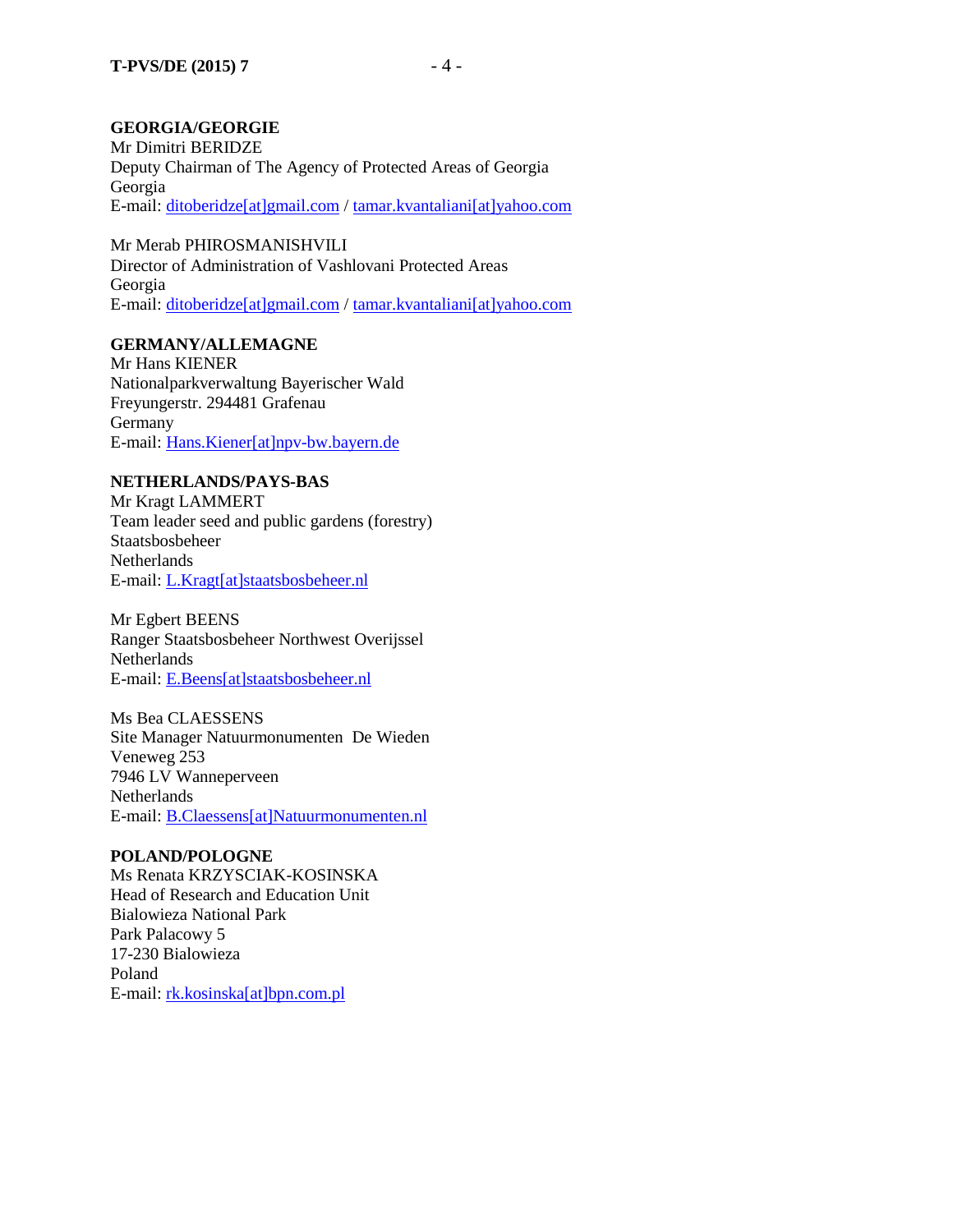**GEORGIA/GEORGIE**

Mr Dimitri BERIDZE
Deputy Chairman of The Agency of Protected Areas of Georgia
Georgia
E-mail: ditoberidze[at]gmail.com / tamar.kvantaliani[at]yahoo.com

Mr Merab PHIROSMANISHVILI
Director of Administration of Vashlovani Protected Areas
Georgia
E-mail: ditoberidze[at]gmail.com / tamar.kvantaliani[at]yahoo.com

**GERMANY/ALLEMAGNE**

Mr Hans KIENER
Nationalparkverwaltung Bayerischer Wald
Freyungerstr. 294481 Grafenau
Germany
E-mail: Hans.Kiener[at]npv-bw.bayern.de

**NETHERLANDS/PAYS-BAS**

Mr Kragt LAMMERT
Team leader seed and public gardens (forestry)
Staatsbosbeheer
Netherlands
E-mail: L.Kragt[at]staatsbosbeheer.nl

Mr Egbert BEENS
Ranger Staatsbosbeheer Northwest Overijssel
Netherlands
E-mail: E.Beens[at]staatsbosbeheer.nl

Ms Bea CLAESSENS
Site Manager Natuurmonumenten De Wieden
Veneweg 253
7946 LV Wanneperveen
Netherlands
E-mail: B.Claessens[at]Natuurmonumenten.nl

**POLAND/POLOGNE**

Ms Renata KRZYSCIAK-KOSINSKA
Head of Research and Education Unit
Bialowieza National Park
Park Palacowy 5
17-230 Bialowieza
Poland
E-mail: rk.kosinska[at]bpn.com.pl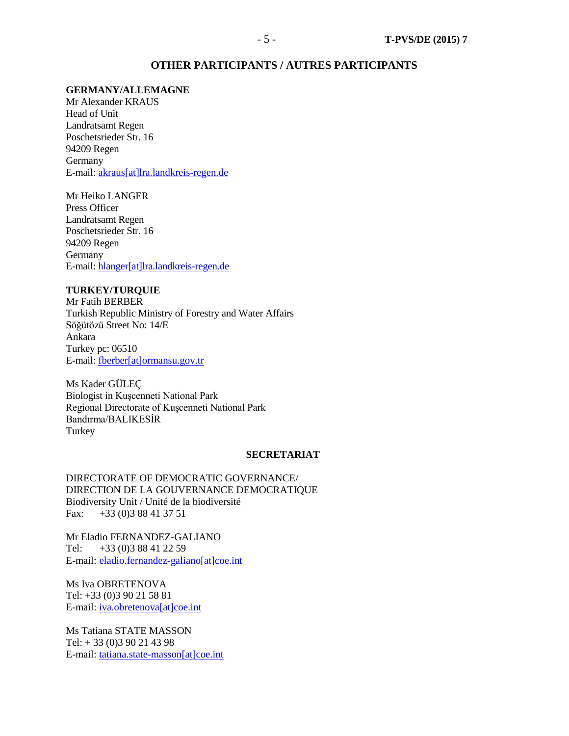## OTHER PARTICIPANTS / AUTRES PARTICIPANTS

**GERMANY/ALLEMAGNE**
Mr Alexander KRAUS
Head of Unit
Landratsamt Regen
Poschetsrieder Str. 16
94209 Regen
Germany
E-mail: akraus[at]lra.landkreis-regen.de

Mr Heiko LANGER
Press Officer
Landratsamt Regen
Poschetsrieder Str. 16
94209 Regen
Germany
E-mail: hlanger[at]lra.landkreis-regen.de

**TURKEY/TURQUIE**
Mr Fatih BERBER
Turkish Republic Ministry of Forestry and Water Affairs
Söğütözü Street No: 14/E
Ankara
Turkey pc: 06510
E-mail: fberber[at]ormansu.gov.tr

Ms Kader GÜLEÇ
Biologist in Kuşcenneti National Park
Regional Directorate of Kuşcenneti National Park
Bandırma/BALIKESİR
Turkey

## SECRETARIAT

DIRECTORATE OF DEMOCRATIC GOVERNANCE/
DIRECTION DE LA GOUVERNANCE DEMOCRATIQUE
Biodiversity Unit / Unité de la biodiversité
Fax: +33 (0)3 88 41 37 51

Mr Eladio FERNANDEZ-GALIANO
Tel: +33 (0)3 88 41 22 59
E-mail: eladio.fernandez-galiano[at]coe.int

Ms Iva OBRETENOVA
Tel: +33 (0)3 90 21 58 81
E-mail: iva.obretenova[at]coe.int

Ms Tatiana STATE MASSON
Tel: + 33 (0)3 90 21 43 98
E-mail: tatiana.state-masson[at]coe.int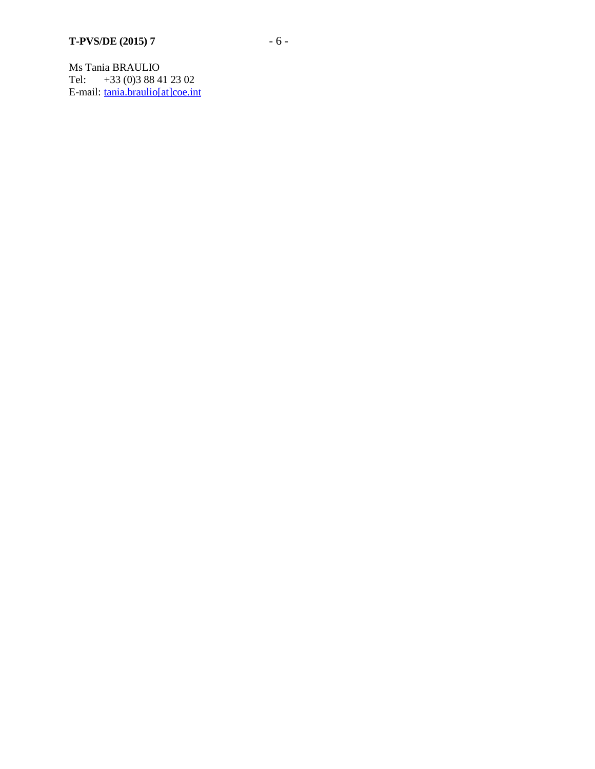Ms Tania BRAULIO
Tel: +33 (0)3 88 41 23 02
E-mail: tania.braulio[at]coe.int